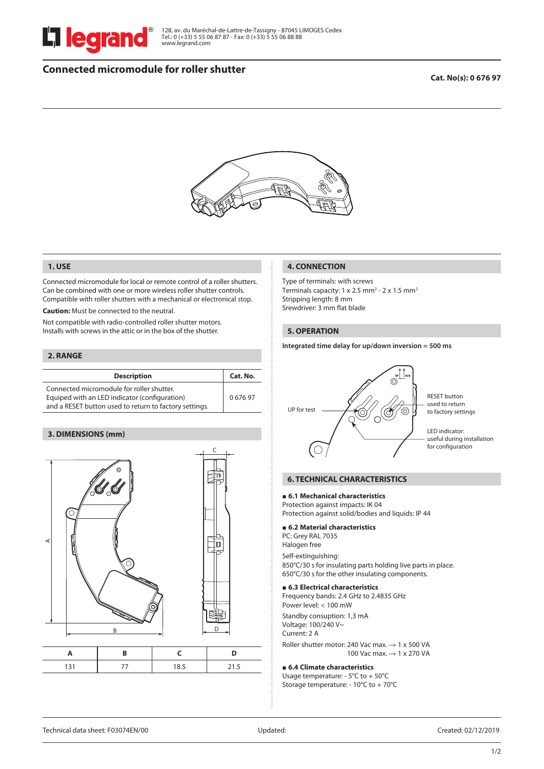# Connected micromodule for roller shutter

**Cat. No(s): 0 676 97**

## 1. USE

Connected micromodule for local or remote control of a roller shutters. Can be combined with one or more wireless roller shutter controls. Compatible with roller shutters with a mechanical or electronical stop.

**Caution:** Must be connected to the neutral.

Not compatible with radio-controlled roller shutter motors. Installs with screws in the attic or in the box of the shutter.

## 2. RANGE

| Description | Cat. No. |
|---|---|
| Connected micromodule for roller shutter. Equiped with an LED indicator (configuration) and a RESET button used to return to factory settings. | 0 676 97 |

## 3. DIMENSIONS (mm)

| A | B | C | D |
|---|---|---|---|
| 131 | 77 | 18.5 | 21.5 |

## 4. CONNECTION

Type of terminals: with screws
Terminals capacity: 1 x 2.5 mm² - 2 x 1.5 mm²
Stripping length: 8 mm
Srewdriver: 3 mm flat blade

## 5. OPERATION

**Integrated time delay for up/down inversion = 500 ms**

UP for test

RESET button used to return to factory settings

LED indicator: useful during installation for configuration

## 6. TECHNICAL CHARACTERISTICS

### 6.1 Mechanical characteristics

Protection against impacts: IK 04
Protection against solid/bodies and liquids: IP 44

### 6.2 Material characteristics

PC: Grey RAL 7035
Halogen free

Self-extinguishing:
850°C/30 s for insulating parts holding live parts in place.
650°C/30 s for the other insulating components.

### 6.3 Electrical characteristics

Frequency bands: 2.4 GHz to 2.4835 GHz
Power level: < 100 mW

Standby consuption: 1,3 mA
Voltage: 100/240 V~
Current: 2 A

Roller shutter motor: 240 Vac max. → 1 x 500 VA
100 Vac max. → 1 x 270 VA

### 6.4 Climate characteristics

Usage temperature: - 5°C to + 50°C
Storage temperature: - 10°C to + 70°C

Technical data sheet: F03074EN/00 | Updated: | Created: 02/12/2019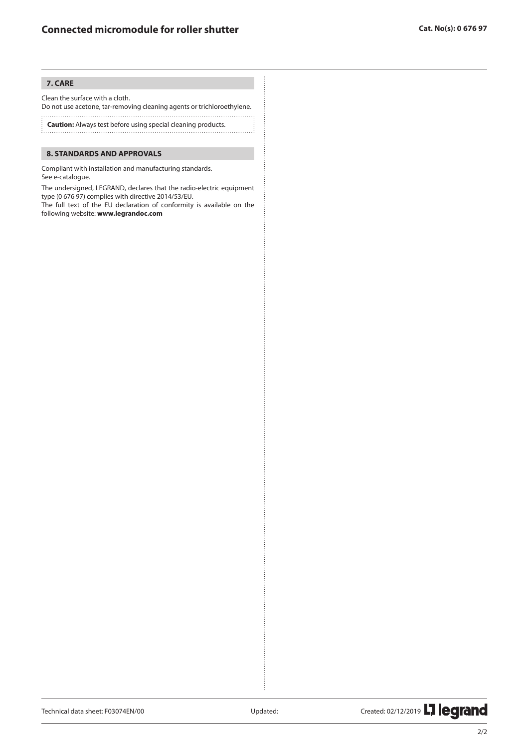### 7. CARE

Clean the surface with a cloth.
Do not use acetone, tar-removing cleaning agents or trichloroethylene.

**Caution:** Always test before using special cleaning products.

### 8. STANDARDS AND APPROVALS

Compliant with installation and manufacturing standards.
See e-catalogue.

The undersigned, LEGRAND, declares that the radio-electric equipment type (0 676 97) complies with directive 2014/53/EU.
The full text of the EU declaration of conformity is available on the following website: **www.legrandoc.com**